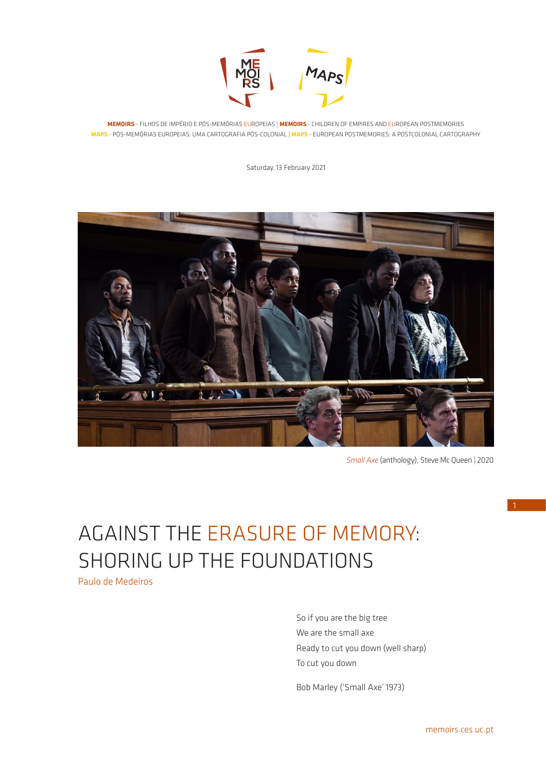**MEMOIRS** - FILHOS DE IMPÉRIO E PÓS-MEMÓRIAS EUROPEIAS | **MEMOIRS** - CHILDREN OF EMPIRES AND EUROPEAN POSTMEMORIES
**MAPS** - PÓS-MEMÓRIAS EUROPEIAS: UMA CARTOGRAFIA PÓS-COLONIAL | **MAPS** - EUROPEAN POSTMEMORIES: A POSTCOLONIAL CARTOGRAPHY

Saturday, 13 February 2021

*Small Axe* (anthology), Steve Mc Queen | 2020

# AGAINST THE ERASURE OF MEMORY: SHORING UP THE FOUNDATIONS

Paulo de Medeiros

> So if you are the big tree
> We are the small axe
> Ready to cut you down (well sharp)
> To cut you down
>
> Bob Marley ('Small Axe' 1973)

memoirs.ces.uc.pt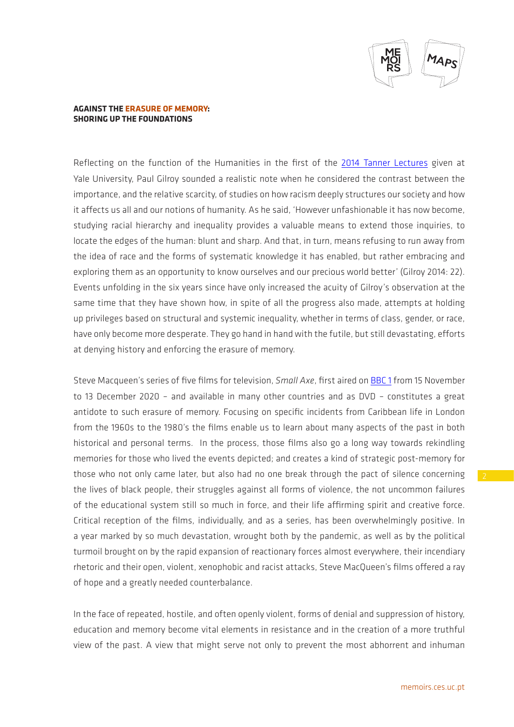**AGAINST THE ERASURE OF MEMORY: SHORING UP THE FOUNDATIONS**

Reflecting on the function of the Humanities in the first of the [2014 Tanner Lectures] given at Yale University, Paul Gilroy sounded a realistic note when he considered the contrast between the importance, and the relative scarcity, of studies on how racism deeply structures our society and how it affects us all and our notions of humanity. As he said, 'However unfashionable it has now become, studying racial hierarchy and inequality provides a valuable means to extend those inquiries, to locate the edges of the human: blunt and sharp. And that, in turn, means refusing to run away from the idea of race and the forms of systematic knowledge it has enabled, but rather embracing and exploring them as an opportunity to know ourselves and our precious world better' (Gilroy 2014: 22). Events unfolding in the six years since have only increased the acuity of Gilroy's observation at the same time that they have shown how, in spite of all the progress also made, attempts at holding up privileges based on structural and systemic inequality, whether in terms of class, gender, or race, have only become more desperate. They go hand in hand with the futile, but still devastating, efforts at denying history and enforcing the erasure of memory.

Steve Macqueen's series of five films for television, *Small Axe*, first aired on [BBC 1] from 15 November to 13 December 2020 – and available in many other countries and as DVD – constitutes a great antidote to such erasure of memory. Focusing on specific incidents from Caribbean life in London from the 1960s to the 1980's the films enable us to learn about many aspects of the past in both historical and personal terms. In the process, those films also go a long way towards rekindling memories for those who lived the events depicted; and creates a kind of strategic post-memory for those who not only came later, but also had no one break through the pact of silence concerning the lives of black people, their struggles against all forms of violence, the not uncommon failures of the educational system still so much in force, and their life affirming spirit and creative force. Critical reception of the films, individually, and as a series, has been overwhelmingly positive. In a year marked by so much devastation, wrought both by the pandemic, as well as by the political turmoil brought on by the rapid expansion of reactionary forces almost everywhere, their incendiary rhetoric and their open, violent, xenophobic and racist attacks, Steve MacQueen's films offered a ray of hope and a greatly needed counterbalance.

In the face of repeated, hostile, and often openly violent, forms of denial and suppression of history, education and memory become vital elements in resistance and in the creation of a more truthful view of the past. A view that might serve not only to prevent the most abhorrent and inhuman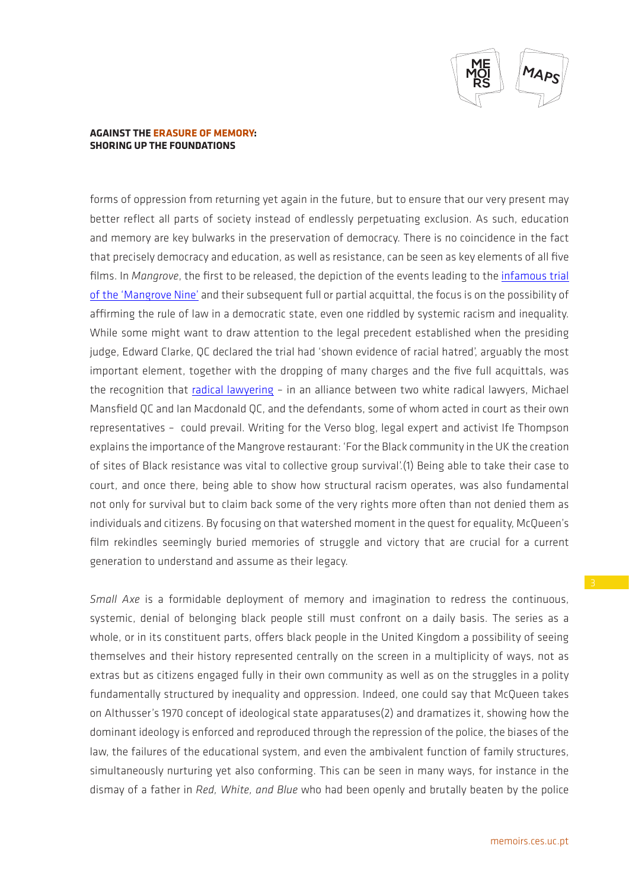forms of oppression from returning yet again in the future, but to ensure that our very present may better reflect all parts of society instead of endlessly perpetuating exclusion. As such, education and memory are key bulwarks in the preservation of democracy. There is no coincidence in the fact that precisely democracy and education, as well as resistance, can be seen as key elements of all five films. In *Mangrove*, the first to be released, the depiction of the events leading to the infamous trial of the 'Mangrove Nine' and their subsequent full or partial acquittal, the focus is on the possibility of affirming the rule of law in a democratic state, even one riddled by systemic racism and inequality. While some might want to draw attention to the legal precedent established when the presiding judge, Edward Clarke, QC declared the trial had 'shown evidence of racial hatred', arguably the most important element, together with the dropping of many charges and the five full acquittals, was the recognition that radical lawyering – in an alliance between two white radical lawyers, Michael Mansfield QC and Ian Macdonald QC, and the defendants, some of whom acted in court as their own representatives – could prevail. Writing for the Verso blog, legal expert and activist Ife Thompson explains the importance of the Mangrove restaurant: 'For the Black community in the UK the creation of sites of Black resistance was vital to collective group survival'.(1) Being able to take their case to court, and once there, being able to show how structural racism operates, was also fundamental not only for survival but to claim back some of the very rights more often than not denied them as individuals and citizens. By focusing on that watershed moment in the quest for equality, McQueen's film rekindles seemingly buried memories of struggle and victory that are crucial for a current generation to understand and assume as their legacy.

*Small Axe* is a formidable deployment of memory and imagination to redress the continuous, systemic, denial of belonging black people still must confront on a daily basis. The series as a whole, or in its constituent parts, offers black people in the United Kingdom a possibility of seeing themselves and their history represented centrally on the screen in a multiplicity of ways, not as extras but as citizens engaged fully in their own community as well as on the struggles in a polity fundamentally structured by inequality and oppression. Indeed, one could say that McQueen takes on Althusser's 1970 concept of ideological state apparatuses(2) and dramatizes it, showing how the dominant ideology is enforced and reproduced through the repression of the police, the biases of the law, the failures of the educational system, and even the ambivalent function of family structures, simultaneously nurturing yet also conforming. This can be seen in many ways, for instance in the dismay of a father in *Red, White, and Blue* who had been openly and brutally beaten by the police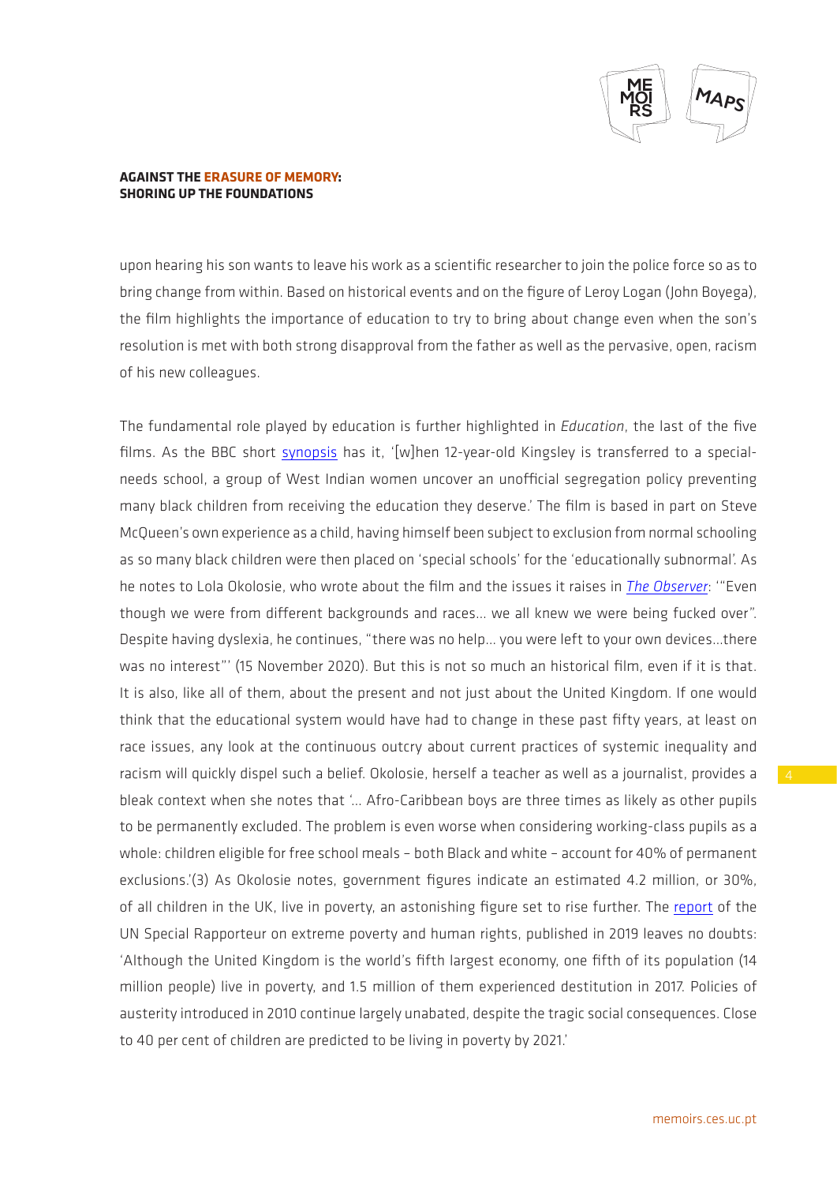upon hearing his son wants to leave his work as a scientific researcher to join the police force so as to bring change from within. Based on historical events and on the figure of Leroy Logan (John Boyega), the film highlights the importance of education to try to bring about change even when the son's resolution is met with both strong disapproval from the father as well as the pervasive, open, racism of his new colleagues.

The fundamental role played by education is further highlighted in *Education*, the last of the five films. As the BBC short synopsis has it, '[w]hen 12-year-old Kingsley is transferred to a special-needs school, a group of West Indian women uncover an unofficial segregation policy preventing many black children from receiving the education they deserve.' The film is based in part on Steve McQueen's own experience as a child, having himself been subject to exclusion from normal schooling as so many black children were then placed on 'special schools' for the 'educationally subnormal'. As he notes to Lola Okolosie, who wrote about the film and the issues it raises in *The Observer*: '"Even though we were from different backgrounds and races… we all knew we were being fucked over". Despite having dyslexia, he continues, "there was no help… you were left to your own devices…there was no interest"' (15 November 2020). But this is not so much an historical film, even if it is that. It is also, like all of them, about the present and not just about the United Kingdom. If one would think that the educational system would have had to change in these past fifty years, at least on race issues, any look at the continuous outcry about current practices of systemic inequality and racism will quickly dispel such a belief. Okolosie, herself a teacher as well as a journalist, provides a bleak context when she notes that '… Afro-Caribbean boys are three times as likely as other pupils to be permanently excluded. The problem is even worse when considering working-class pupils as a whole: children eligible for free school meals – both Black and white – account for 40% of permanent exclusions.'(3) As Okolosie notes, government figures indicate an estimated 4.2 million, or 30%, of all children in the UK, live in poverty, an astonishing figure set to rise further. The report of the UN Special Rapporteur on extreme poverty and human rights, published in 2019 leaves no doubts: 'Although the United Kingdom is the world's fifth largest economy, one fifth of its population (14 million people) live in poverty, and 1.5 million of them experienced destitution in 2017. Policies of austerity introduced in 2010 continue largely unabated, despite the tragic social consequences. Close to 40 per cent of children are predicted to be living in poverty by 2021.'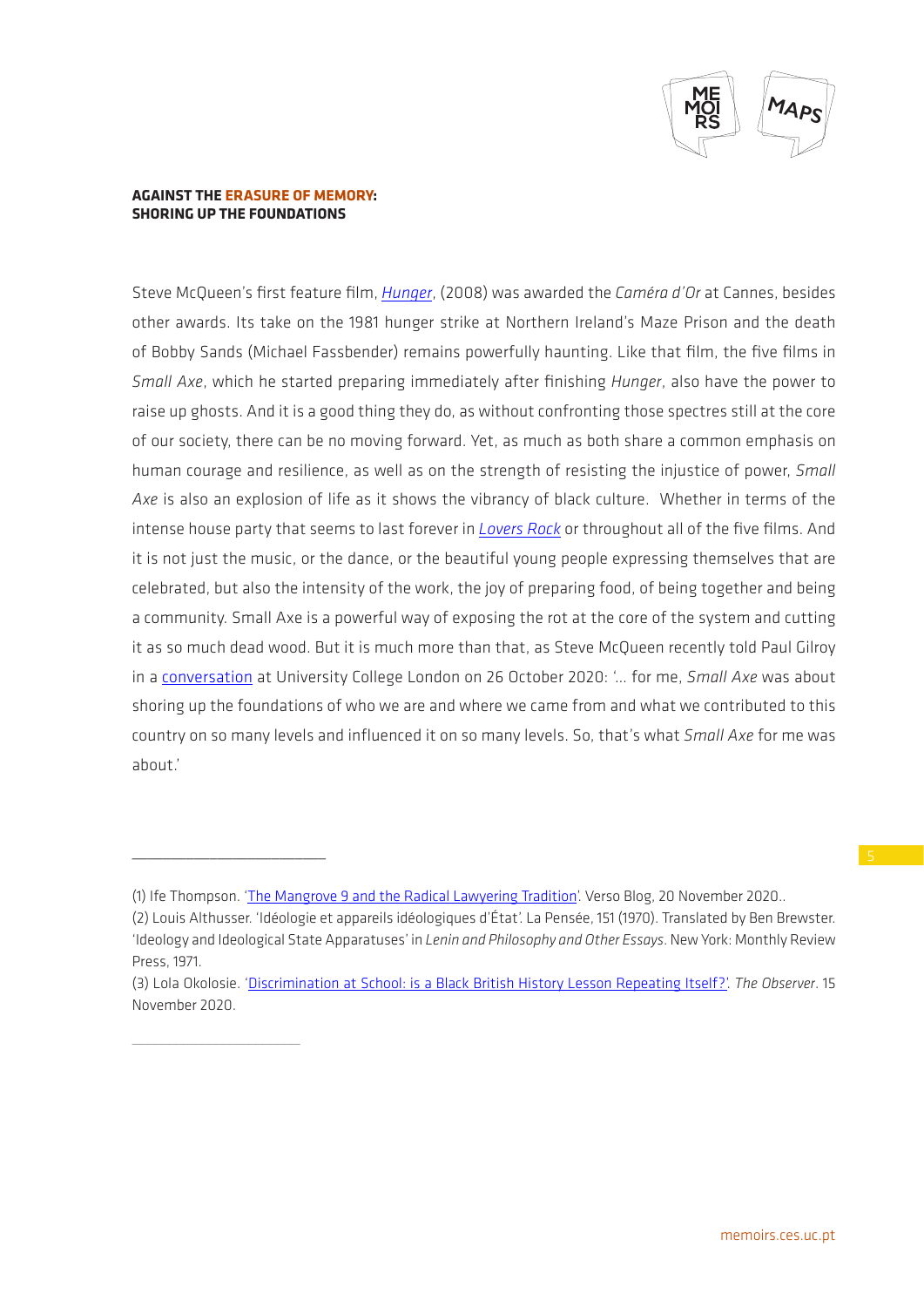**AGAINST THE ERASURE OF MEMORY: SHORING UP THE FOUNDATIONS**

Steve McQueen's first feature film, *Hunger*, (2008) was awarded the *Caméra d'Or* at Cannes, besides other awards. Its take on the 1981 hunger strike at Northern Ireland's Maze Prison and the death of Bobby Sands (Michael Fassbender) remains powerfully haunting. Like that film, the five films in *Small Axe*, which he started preparing immediately after finishing *Hunger*, also have the power to raise up ghosts. And it is a good thing they do, as without confronting those spectres still at the core of our society, there can be no moving forward. Yet, as much as both share a common emphasis on human courage and resilience, as well as on the strength of resisting the injustice of power, *Small Axe* is also an explosion of life as it shows the vibrancy of black culture. Whether in terms of the intense house party that seems to last forever in *Lovers Rock* or throughout all of the five films. And it is not just the music, or the dance, or the beautiful young people expressing themselves that are celebrated, but also the intensity of the work, the joy of preparing food, of being together and being a community. Small Axe is a powerful way of exposing the rot at the core of the system and cutting it as so much dead wood. But it is much more than that, as Steve McQueen recently told Paul Gilroy in a conversation at University College London on 26 October 2020: '… for me, *Small Axe* was about shoring up the foundations of who we are and where we came from and what we contributed to this country on so many levels and influenced it on so many levels. So, that's what *Small Axe* for me was about.'

---

(1) Ife Thompson. 'The Mangrove 9 and the Radical Lawyering Tradition'. Verso Blog, 20 November 2020..

(2) Louis Althusser. 'Idéologie et appareils idéologiques d'État'. La Pensée, 151 (1970). Translated by Ben Brewster. 'Ideology and Ideological State Apparatuses' in *Lenin and Philosophy and Other Essays*. New York: Monthly Review Press, 1971.

(3) Lola Okolosie. 'Discrimination at School: is a Black British History Lesson Repeating Itself?'. *The Observer*. 15 November 2020.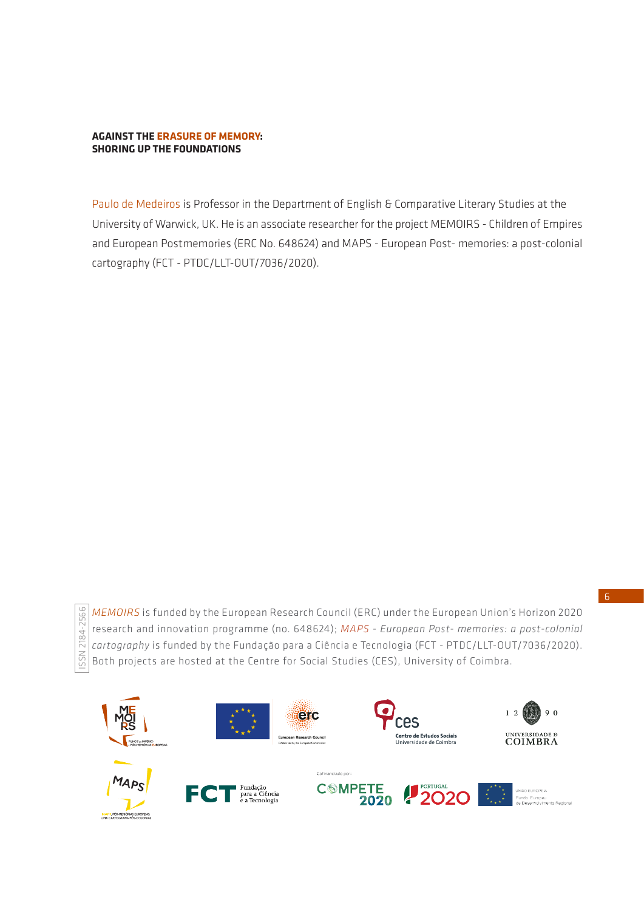**AGAINST THE ERASURE OF MEMORY:**
**SHORING UP THE FOUNDATIONS**

Paulo de Medeiros is Professor in the Department of English & Comparative Literary Studies at the University of Warwick, UK. He is an associate researcher for the project MEMOIRS - Children of Empires and European Postmemories (ERC No. 648624) and MAPS - European Post- memories: a post-colonial cartography (FCT - PTDC/LLT-OUT/7036/2020).

ISSN 2184-2566

*MEMOIRS* is funded by the European Research Council (ERC) under the European Union's Horizon 2020 research and innovation programme (no. 648624); *MAPS - European Post- memories: a post-colonial cartography* is funded by the Fundação para a Ciência e Tecnologia (FCT - PTDC/LLT-OUT/7036/2020). Both projects are hosted at the Centre for Social Studies (CES), University of Coimbra.